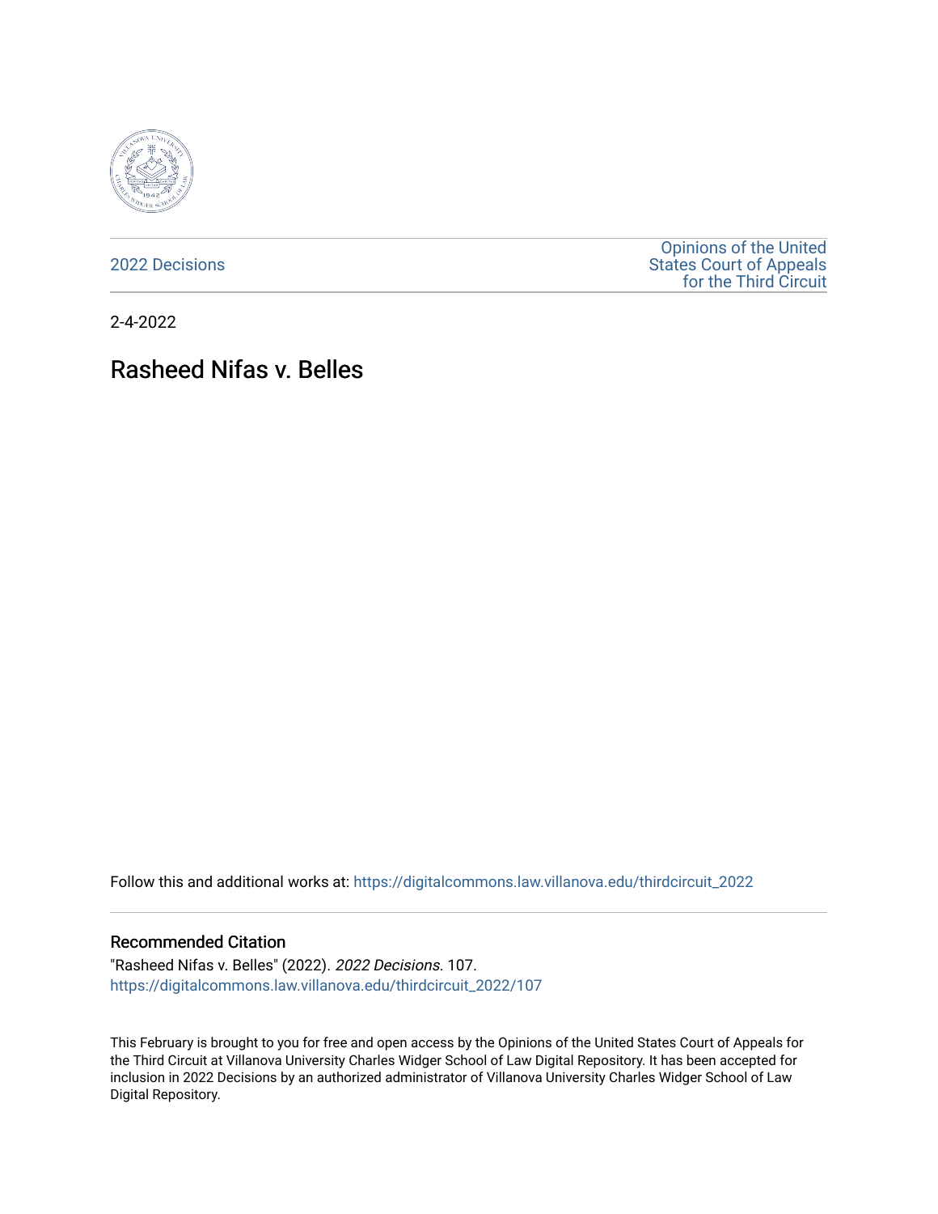2022 Decisions

Opinions of the United States Court of Appeals for the Third Circuit

2-4-2022

# Rasheed Nifas v. Belles

Follow this and additional works at: https://digitalcommons.law.villanova.edu/thirdcircuit_2022

## Recommended Citation

"Rasheed Nifas v. Belles" (2022). *2022 Decisions*. 107.
https://digitalcommons.law.villanova.edu/thirdcircuit_2022/107

This February is brought to you for free and open access by the Opinions of the United States Court of Appeals for the Third Circuit at Villanova University Charles Widger School of Law Digital Repository. It has been accepted for inclusion in 2022 Decisions by an authorized administrator of Villanova University Charles Widger School of Law Digital Repository.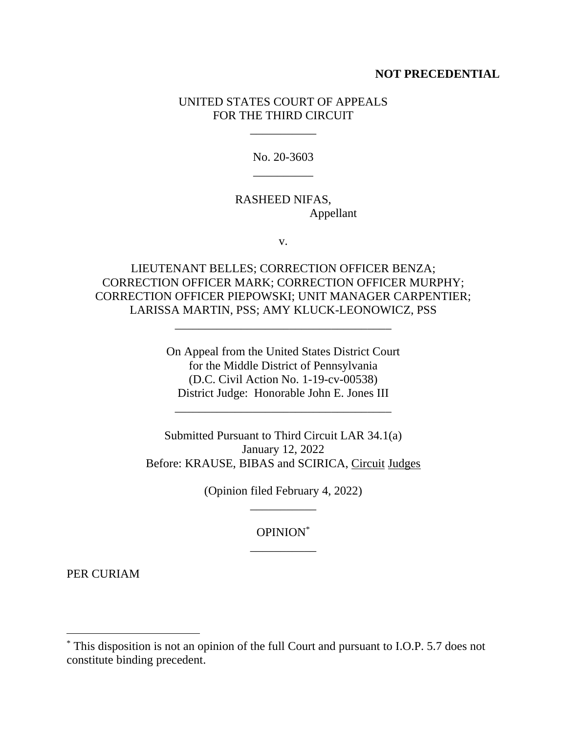**NOT PRECEDENTIAL**

UNITED STATES COURT OF APPEALS
FOR THE THIRD CIRCUIT

\_\_\_\_\_\_\_\_\_\_\_

No. 20-3603

\_\_\_\_\_\_\_\_\_\_

RASHEED NIFAS,
Appellant

v.

LIEUTENANT BELLES; CORRECTION OFFICER BENZA; CORRECTION OFFICER MARK; CORRECTION OFFICER MURPHY; CORRECTION OFFICER PIEPOWSKI; UNIT MANAGER CARPENTIER; LARISSA MARTIN, PSS; AMY KLUCK-LEONOWICZ, PSS

\_\_\_\_\_\_\_\_\_\_\_\_\_\_\_\_\_\_\_\_\_\_\_\_\_\_\_\_\_\_\_\_\_\_\_\_

On Appeal from the United States District Court
for the Middle District of Pennsylvania
(D.C. Civil Action No. 1-19-cv-00538)
District Judge: Honorable John E. Jones III

\_\_\_\_\_\_\_\_\_\_\_\_\_\_\_\_\_\_\_\_\_\_\_\_\_\_\_\_\_\_\_\_\_\_\_\_

Submitted Pursuant to Third Circuit LAR 34.1(a)
January 12, 2022
Before: KRAUSE, BIBAS and SCIRICA, Circuit Judges

(Opinion filed February 4, 2022)

\_\_\_\_\_\_\_\_\_\_\_

OPINION[*]

\_\_\_\_\_\_\_\_\_\_\_

PER CURIAM

[*] This disposition is not an opinion of the full Court and pursuant to I.O.P. 5.7 does not constitute binding precedent.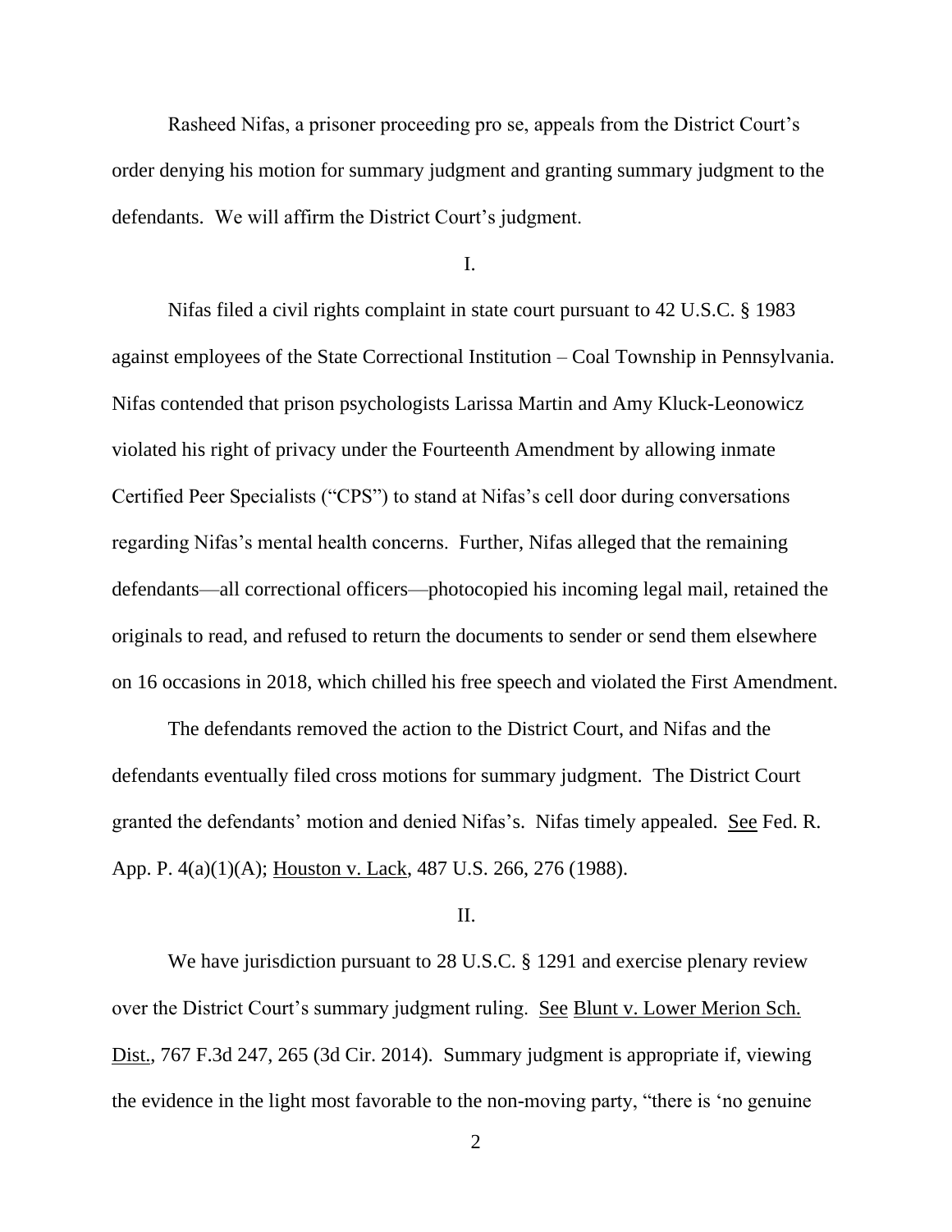Rasheed Nifas, a prisoner proceeding pro se, appeals from the District Court's order denying his motion for summary judgment and granting summary judgment to the defendants. We will affirm the District Court's judgment.

I.

Nifas filed a civil rights complaint in state court pursuant to 42 U.S.C. § 1983 against employees of the State Correctional Institution – Coal Township in Pennsylvania. Nifas contended that prison psychologists Larissa Martin and Amy Kluck-Leonowicz violated his right of privacy under the Fourteenth Amendment by allowing inmate Certified Peer Specialists ("CPS") to stand at Nifas's cell door during conversations regarding Nifas's mental health concerns. Further, Nifas alleged that the remaining defendants—all correctional officers—photocopied his incoming legal mail, retained the originals to read, and refused to return the documents to sender or send them elsewhere on 16 occasions in 2018, which chilled his free speech and violated the First Amendment.

The defendants removed the action to the District Court, and Nifas and the defendants eventually filed cross motions for summary judgment. The District Court granted the defendants' motion and denied Nifas's. Nifas timely appealed. See Fed. R. App. P. 4(a)(1)(A); Houston v. Lack, 487 U.S. 266, 276 (1988).

II.

We have jurisdiction pursuant to 28 U.S.C. § 1291 and exercise plenary review over the District Court's summary judgment ruling. See Blunt v. Lower Merion Sch. Dist., 767 F.3d 247, 265 (3d Cir. 2014). Summary judgment is appropriate if, viewing the evidence in the light most favorable to the non-moving party, "there is 'no genuine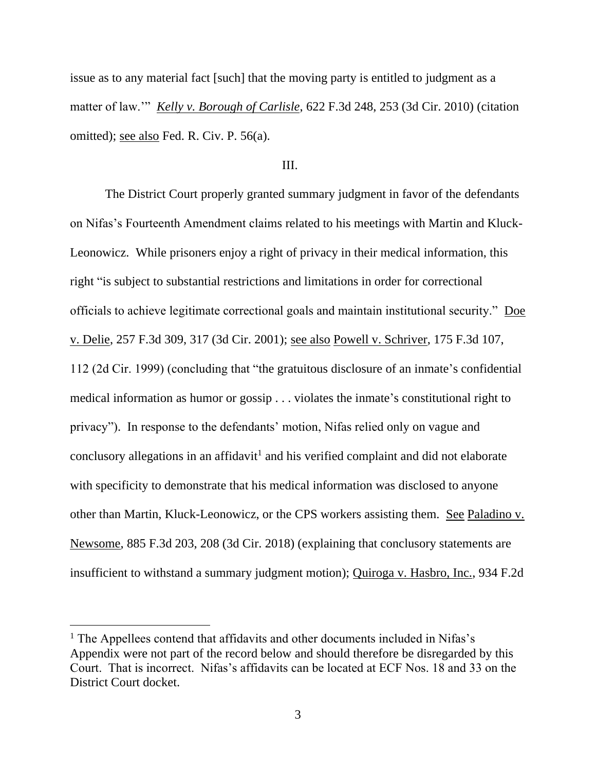issue as to any material fact [such] that the moving party is entitled to judgment as a matter of law.'" *Kelly v. Borough of Carlisle*, 622 F.3d 248, 253 (3d Cir. 2010) (citation omitted); see also Fed. R. Civ. P. 56(a).

III.

The District Court properly granted summary judgment in favor of the defendants on Nifas's Fourteenth Amendment claims related to his meetings with Martin and Kluck-Leonowicz. While prisoners enjoy a right of privacy in their medical information, this right "is subject to substantial restrictions and limitations in order for correctional officials to achieve legitimate correctional goals and maintain institutional security." Doe v. Delie, 257 F.3d 309, 317 (3d Cir. 2001); see also Powell v. Schriver, 175 F.3d 107, 112 (2d Cir. 1999) (concluding that "the gratuitous disclosure of an inmate's confidential medical information as humor or gossip . . . violates the inmate's constitutional right to privacy"). In response to the defendants' motion, Nifas relied only on vague and conclusory allegations in an affidavit[1] and his verified complaint and did not elaborate with specificity to demonstrate that his medical information was disclosed to anyone other than Martin, Kluck-Leonowicz, or the CPS workers assisting them. See Paladino v. Newsome, 885 F.3d 203, 208 (3d Cir. 2018) (explaining that conclusory statements are insufficient to withstand a summary judgment motion); Quiroga v. Hasbro, Inc., 934 F.2d

[1] The Appellees contend that affidavits and other documents included in Nifas's Appendix were not part of the record below and should therefore be disregarded by this Court. That is incorrect. Nifas's affidavits can be located at ECF Nos. 18 and 33 on the District Court docket.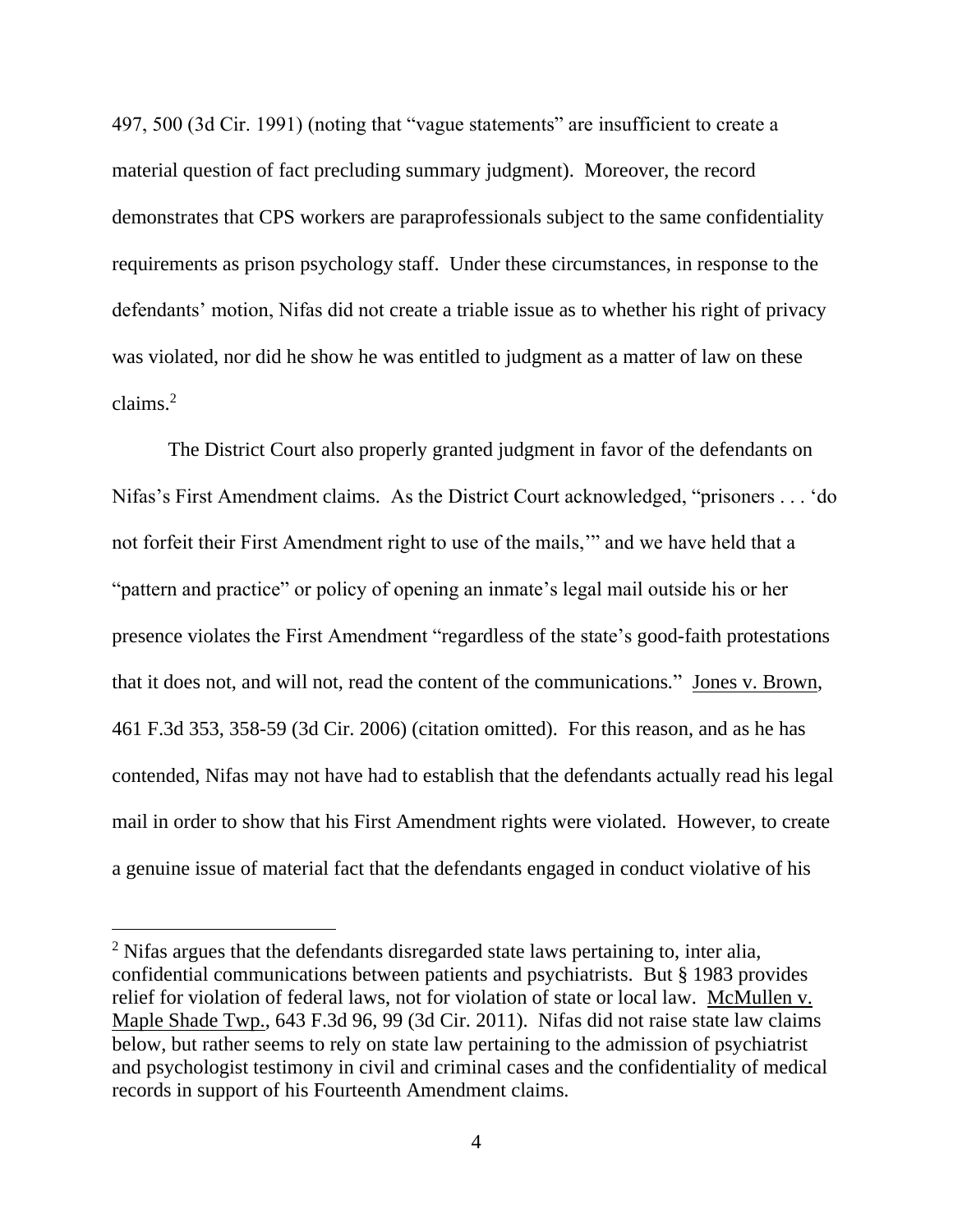497, 500 (3d Cir. 1991) (noting that "vague statements" are insufficient to create a material question of fact precluding summary judgment). Moreover, the record demonstrates that CPS workers are paraprofessionals subject to the same confidentiality requirements as prison psychology staff. Under these circumstances, in response to the defendants' motion, Nifas did not create a triable issue as to whether his right of privacy was violated, nor did he show he was entitled to judgment as a matter of law on these claims.[2]

The District Court also properly granted judgment in favor of the defendants on Nifas's First Amendment claims. As the District Court acknowledged, "prisoners . . . 'do not forfeit their First Amendment right to use of the mails,'" and we have held that a "pattern and practice" or policy of opening an inmate's legal mail outside his or her presence violates the First Amendment "regardless of the state's good-faith protestations that it does not, and will not, read the content of the communications." Jones v. Brown, 461 F.3d 353, 358-59 (3d Cir. 2006) (citation omitted). For this reason, and as he has contended, Nifas may not have had to establish that the defendants actually read his legal mail in order to show that his First Amendment rights were violated. However, to create a genuine issue of material fact that the defendants engaged in conduct violative of his

---

[2] Nifas argues that the defendants disregarded state laws pertaining to, inter alia, confidential communications between patients and psychiatrists. But § 1983 provides relief for violation of federal laws, not for violation of state or local law. McMullen v. Maple Shade Twp., 643 F.3d 96, 99 (3d Cir. 2011). Nifas did not raise state law claims below, but rather seems to rely on state law pertaining to the admission of psychiatrist and psychologist testimony in civil and criminal cases and the confidentiality of medical records in support of his Fourteenth Amendment claims.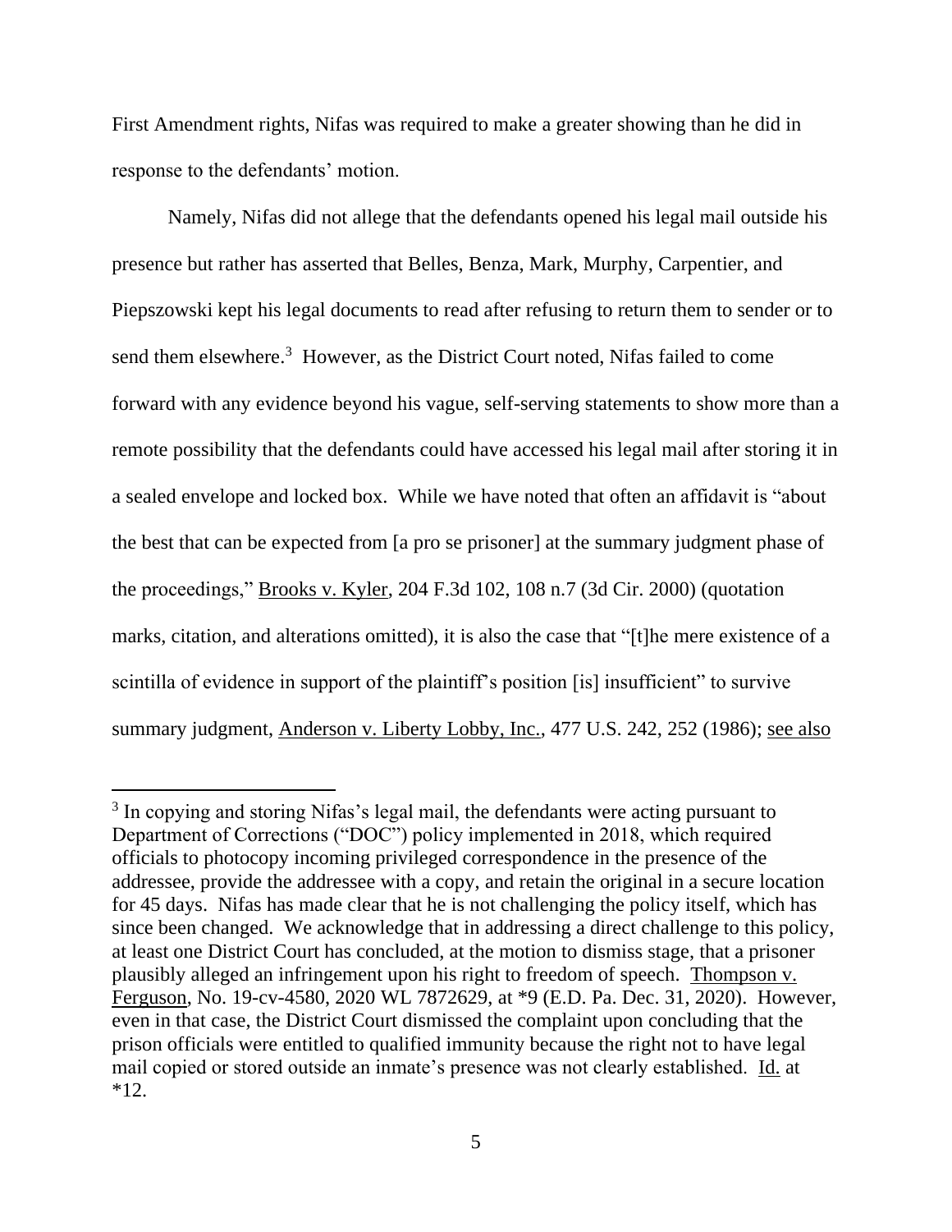First Amendment rights, Nifas was required to make a greater showing than he did in response to the defendants' motion.

Namely, Nifas did not allege that the defendants opened his legal mail outside his presence but rather has asserted that Belles, Benza, Mark, Murphy, Carpentier, and Piepszowski kept his legal documents to read after refusing to return them to sender or to send them elsewhere.[3] However, as the District Court noted, Nifas failed to come forward with any evidence beyond his vague, self-serving statements to show more than a remote possibility that the defendants could have accessed his legal mail after storing it in a sealed envelope and locked box. While we have noted that often an affidavit is "about the best that can be expected from [a pro se prisoner] at the summary judgment phase of the proceedings," Brooks v. Kyler, 204 F.3d 102, 108 n.7 (3d Cir. 2000) (quotation marks, citation, and alterations omitted), it is also the case that "[t]he mere existence of a scintilla of evidence in support of the plaintiff's position [is] insufficient" to survive summary judgment, Anderson v. Liberty Lobby, Inc., 477 U.S. 242, 252 (1986); see also

---

[3] In copying and storing Nifas's legal mail, the defendants were acting pursuant to Department of Corrections ("DOC") policy implemented in 2018, which required officials to photocopy incoming privileged correspondence in the presence of the addressee, provide the addressee with a copy, and retain the original in a secure location for 45 days. Nifas has made clear that he is not challenging the policy itself, which has since been changed. We acknowledge that in addressing a direct challenge to this policy, at least one District Court has concluded, at the motion to dismiss stage, that a prisoner plausibly alleged an infringement upon his right to freedom of speech. Thompson v. Ferguson, No. 19-cv-4580, 2020 WL 7872629, at *9 (E.D. Pa. Dec. 31, 2020). However, even in that case, the District Court dismissed the complaint upon concluding that the prison officials were entitled to qualified immunity because the right not to have legal mail copied or stored outside an inmate's presence was not clearly established. Id. at *12.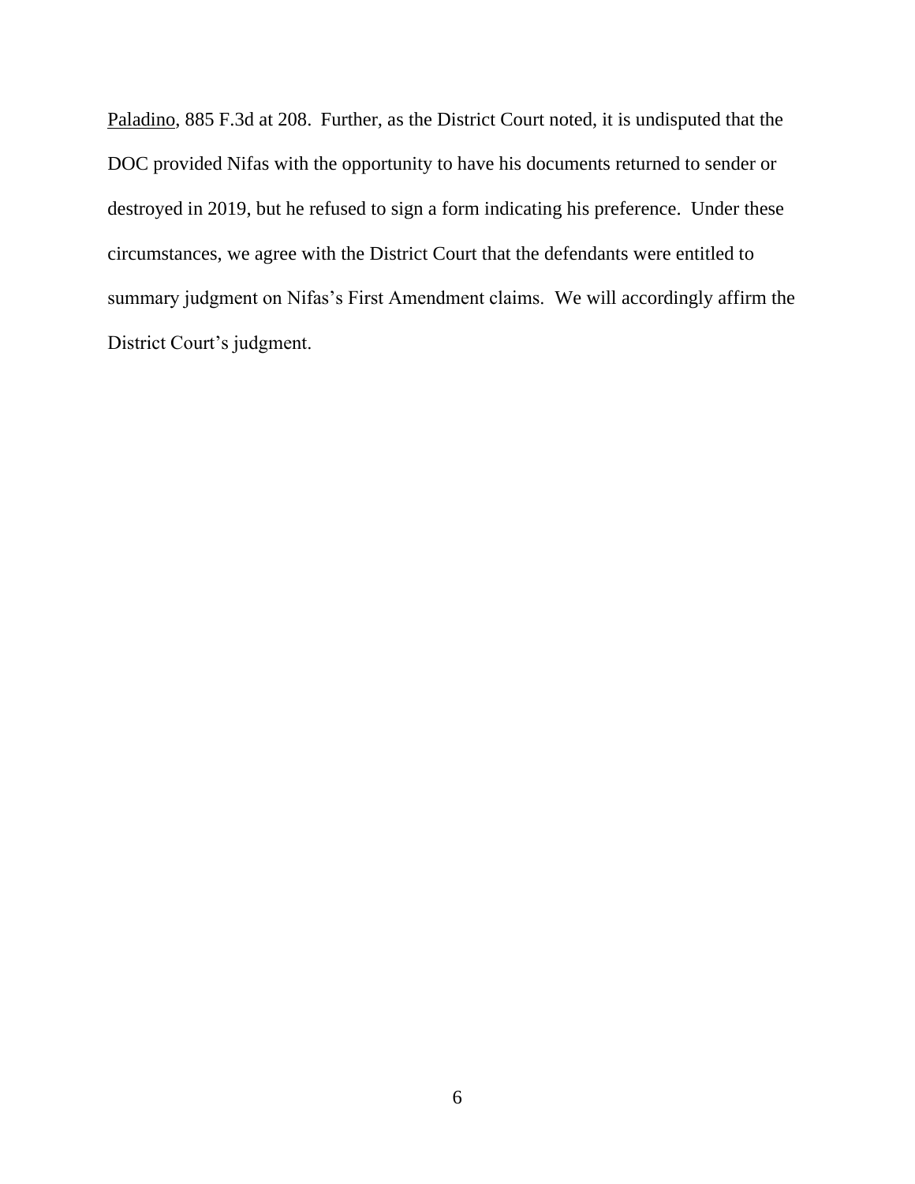Paladino, 885 F.3d at 208. Further, as the District Court noted, it is undisputed that the DOC provided Nifas with the opportunity to have his documents returned to sender or destroyed in 2019, but he refused to sign a form indicating his preference. Under these circumstances, we agree with the District Court that the defendants were entitled to summary judgment on Nifas's First Amendment claims. We will accordingly affirm the District Court's judgment.